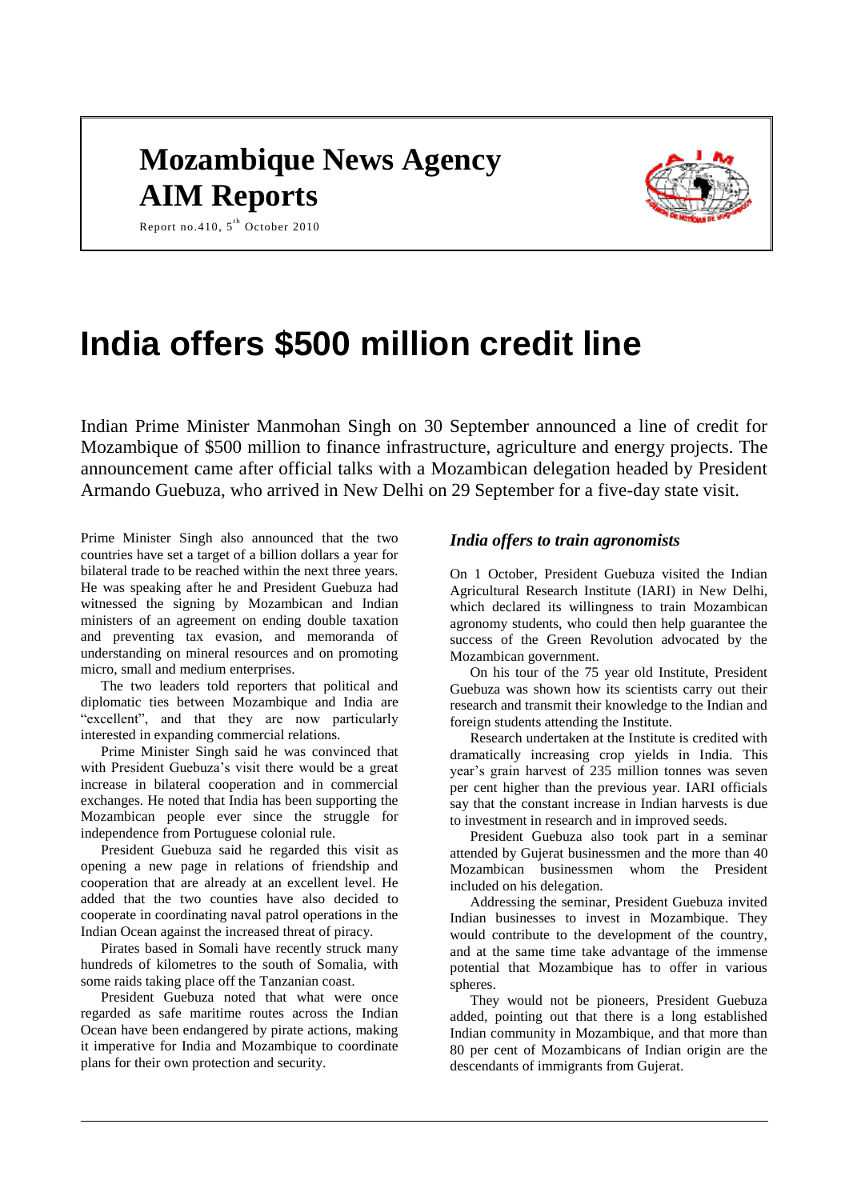# Mozambique News Agency
# AIM Reports

Report no.410, 5th October 2010

# India offers $500 million credit line

Indian Prime Minister Manmohan Singh on 30 September announced a line of credit for Mozambique of $500 million to finance infrastructure, agriculture and energy projects. The announcement came after official talks with a Mozambican delegation headed by President Armando Guebuza, who arrived in New Delhi on 29 September for a five-day state visit.

Prime Minister Singh also announced that the two countries have set a target of a billion dollars a year for bilateral trade to be reached within the next three years. He was speaking after he and President Guebuza had witnessed the signing by Mozambican and Indian ministers of an agreement on ending double taxation and preventing tax evasion, and memoranda of understanding on mineral resources and on promoting micro, small and medium enterprises.

The two leaders told reporters that political and diplomatic ties between Mozambique and India are "excellent", and that they are now particularly interested in expanding commercial relations.

Prime Minister Singh said he was convinced that with President Guebuza's visit there would be a great increase in bilateral cooperation and in commercial exchanges. He noted that India has been supporting the Mozambican people ever since the struggle for independence from Portuguese colonial rule.

President Guebuza said he regarded this visit as opening a new page in relations of friendship and cooperation that are already at an excellent level. He added that the two counties have also decided to cooperate in coordinating naval patrol operations in the Indian Ocean against the increased threat of piracy.

Pirates based in Somali have recently struck many hundreds of kilometres to the south of Somalia, with some raids taking place off the Tanzanian coast.

President Guebuza noted that what were once regarded as safe maritime routes across the Indian Ocean have been endangered by pirate actions, making it imperative for India and Mozambique to coordinate plans for their own protection and security.

### *India offers to train agronomists*

On 1 October, President Guebuza visited the Indian Agricultural Research Institute (IARI) in New Delhi, which declared its willingness to train Mozambican agronomy students, who could then help guarantee the success of the Green Revolution advocated by the Mozambican government.

On his tour of the 75 year old Institute, President Guebuza was shown how its scientists carry out their research and transmit their knowledge to the Indian and foreign students attending the Institute.

Research undertaken at the Institute is credited with dramatically increasing crop yields in India. This year's grain harvest of 235 million tonnes was seven per cent higher than the previous year. IARI officials say that the constant increase in Indian harvests is due to investment in research and in improved seeds.

President Guebuza also took part in a seminar attended by Gujerat businessmen and the more than 40 Mozambican businessmen whom the President included on his delegation.

Addressing the seminar, President Guebuza invited Indian businesses to invest in Mozambique. They would contribute to the development of the country, and at the same time take advantage of the immense potential that Mozambique has to offer in various spheres.

They would not be pioneers, President Guebuza added, pointing out that there is a long established Indian community in Mozambique, and that more than 80 per cent of Mozambicans of Indian origin are the descendants of immigrants from Gujerat.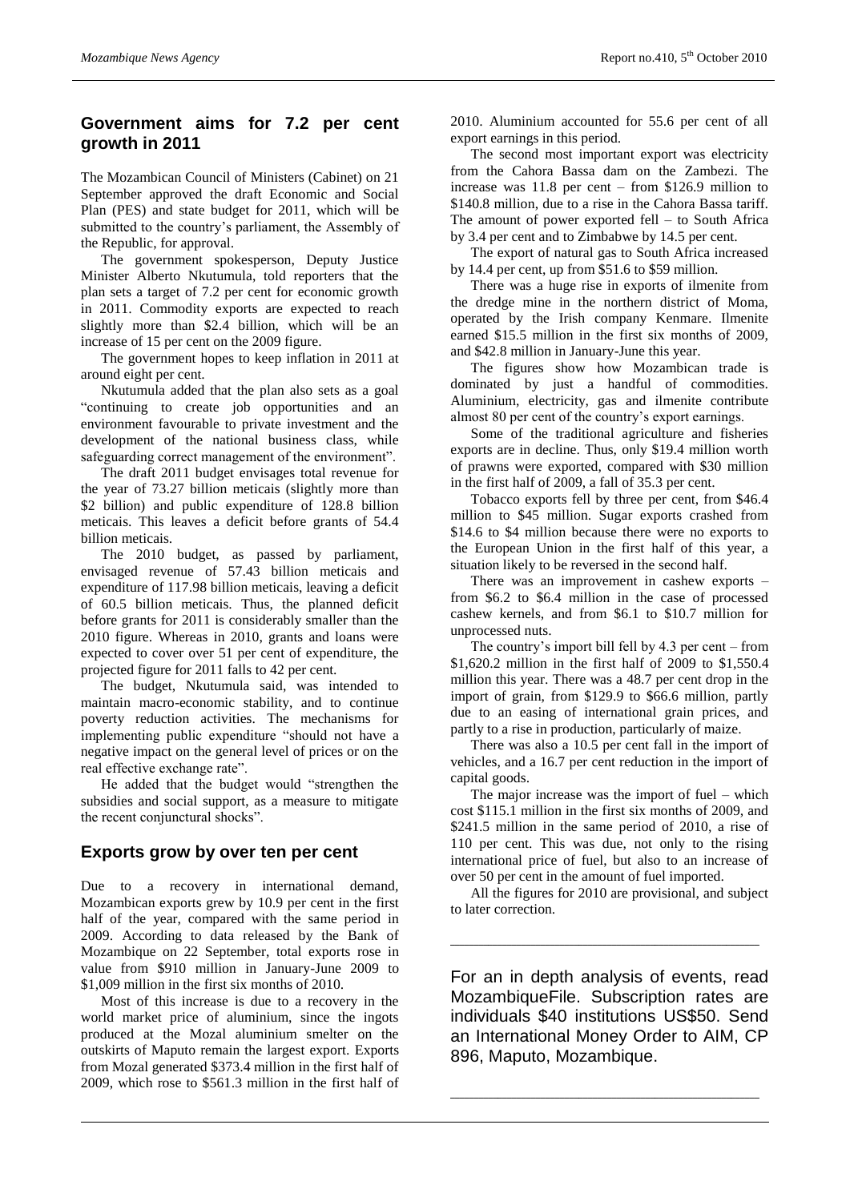## Government aims for 7.2 per cent growth in 2011

The Mozambican Council of Ministers (Cabinet) on 21 September approved the draft Economic and Social Plan (PES) and state budget for 2011, which will be submitted to the country's parliament, the Assembly of the Republic, for approval.

The government spokesperson, Deputy Justice Minister Alberto Nkutumula, told reporters that the plan sets a target of 7.2 per cent for economic growth in 2011. Commodity exports are expected to reach slightly more than $2.4 billion, which will be an increase of 15 per cent on the 2009 figure.

The government hopes to keep inflation in 2011 at around eight per cent.

Nkutumula added that the plan also sets as a goal "continuing to create job opportunities and an environment favourable to private investment and the development of the national business class, while safeguarding correct management of the environment".

The draft 2011 budget envisages total revenue for the year of 73.27 billion meticais (slightly more than $2 billion) and public expenditure of 128.8 billion meticais. This leaves a deficit before grants of 54.4 billion meticais.

The 2010 budget, as passed by parliament, envisaged revenue of 57.43 billion meticais and expenditure of 117.98 billion meticais, leaving a deficit of 60.5 billion meticais. Thus, the planned deficit before grants for 2011 is considerably smaller than the 2010 figure. Whereas in 2010, grants and loans were expected to cover over 51 per cent of expenditure, the projected figure for 2011 falls to 42 per cent.

The budget, Nkutumula said, was intended to maintain macro-economic stability, and to continue poverty reduction activities. The mechanisms for implementing public expenditure "should not have a negative impact on the general level of prices or on the real effective exchange rate".

He added that the budget would "strengthen the subsidies and social support, as a measure to mitigate the recent conjunctural shocks".

## Exports grow by over ten per cent

Due to a recovery in international demand, Mozambican exports grew by 10.9 per cent in the first half of the year, compared with the same period in 2009. According to data released by the Bank of Mozambique on 22 September, total exports rose in value from $910 million in January-June 2009 to $1,009 million in the first six months of 2010.

Most of this increase is due to a recovery in the world market price of aluminium, since the ingots produced at the Mozal aluminium smelter on the outskirts of Maputo remain the largest export. Exports from Mozal generated $373.4 million in the first half of 2009, which rose to $561.3 million in the first half of 2010. Aluminium accounted for 55.6 per cent of all export earnings in this period.

The second most important export was electricity from the Cahora Bassa dam on the Zambezi. The increase was 11.8 per cent – from $126.9 million to $140.8 million, due to a rise in the Cahora Bassa tariff. The amount of power exported fell – to South Africa by 3.4 per cent and to Zimbabwe by 14.5 per cent.

The export of natural gas to South Africa increased by 14.4 per cent, up from $51.6 to $59 million.

There was a huge rise in exports of ilmenite from the dredge mine in the northern district of Moma, operated by the Irish company Kenmare. Ilmenite earned $15.5 million in the first six months of 2009, and $42.8 million in January-June this year.

The figures show how Mozambican trade is dominated by just a handful of commodities. Aluminium, electricity, gas and ilmenite contribute almost 80 per cent of the country's export earnings.

Some of the traditional agriculture and fisheries exports are in decline. Thus, only $19.4 million worth of prawns were exported, compared with $30 million in the first half of 2009, a fall of 35.3 per cent.

Tobacco exports fell by three per cent, from $46.4 million to $45 million. Sugar exports crashed from $14.6 to $4 million because there were no exports to the European Union in the first half of this year, a situation likely to be reversed in the second half.

There was an improvement in cashew exports – from $6.2 to $6.4 million in the case of processed cashew kernels, and from $6.1 to $10.7 million for unprocessed nuts.

The country's import bill fell by 4.3 per cent – from $1,620.2 million in the first half of 2009 to $1,550.4 million this year. There was a 48.7 per cent drop in the import of grain, from $129.9 to $66.6 million, partly due to an easing of international grain prices, and partly to a rise in production, particularly of maize.

There was also a 10.5 per cent fall in the import of vehicles, and a 16.7 per cent reduction in the import of capital goods.

The major increase was the import of fuel – which cost $115.1 million in the first six months of 2009, and $241.5 million in the same period of 2010, a rise of 110 per cent. This was due, not only to the rising international price of fuel, but also to an increase of over 50 per cent in the amount of fuel imported.

All the figures for 2010 are provisional, and subject to later correction.

---

For an in depth analysis of events, read MozambiqueFile. Subscription rates are individuals $40 institutions US$50. Send an International Money Order to AIM, CP 896, Maputo, Mozambique.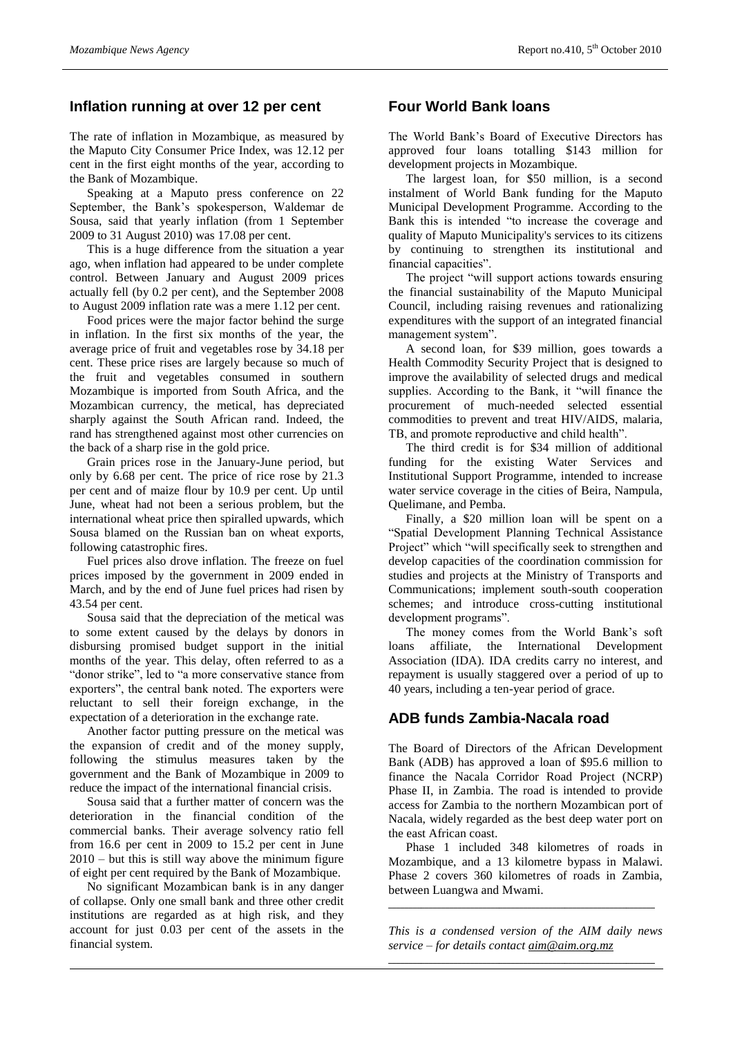## Inflation running at over 12 per cent

The rate of inflation in Mozambique, as measured by the Maputo City Consumer Price Index, was 12.12 per cent in the first eight months of the year, according to the Bank of Mozambique.

Speaking at a Maputo press conference on 22 September, the Bank's spokesperson, Waldemar de Sousa, said that yearly inflation (from 1 September 2009 to 31 August 2010) was 17.08 per cent.

This is a huge difference from the situation a year ago, when inflation had appeared to be under complete control. Between January and August 2009 prices actually fell (by 0.2 per cent), and the September 2008 to August 2009 inflation rate was a mere 1.12 per cent.

Food prices were the major factor behind the surge in inflation. In the first six months of the year, the average price of fruit and vegetables rose by 34.18 per cent. These price rises are largely because so much of the fruit and vegetables consumed in southern Mozambique is imported from South Africa, and the Mozambican currency, the metical, has depreciated sharply against the South African rand. Indeed, the rand has strengthened against most other currencies on the back of a sharp rise in the gold price.

Grain prices rose in the January-June period, but only by 6.68 per cent. The price of rice rose by 21.3 per cent and of maize flour by 10.9 per cent. Up until June, wheat had not been a serious problem, but the international wheat price then spiralled upwards, which Sousa blamed on the Russian ban on wheat exports, following catastrophic fires.

Fuel prices also drove inflation. The freeze on fuel prices imposed by the government in 2009 ended in March, and by the end of June fuel prices had risen by 43.54 per cent.

Sousa said that the depreciation of the metical was to some extent caused by the delays by donors in disbursing promised budget support in the initial months of the year. This delay, often referred to as a "donor strike", led to "a more conservative stance from exporters", the central bank noted. The exporters were reluctant to sell their foreign exchange, in the expectation of a deterioration in the exchange rate.

Another factor putting pressure on the metical was the expansion of credit and of the money supply, following the stimulus measures taken by the government and the Bank of Mozambique in 2009 to reduce the impact of the international financial crisis.

Sousa said that a further matter of concern was the deterioration in the financial condition of the commercial banks. Their average solvency ratio fell from 16.6 per cent in 2009 to 15.2 per cent in June 2010 – but this is still way above the minimum figure of eight per cent required by the Bank of Mozambique.

No significant Mozambican bank is in any danger of collapse. Only one small bank and three other credit institutions are regarded as at high risk, and they account for just 0.03 per cent of the assets in the financial system.

## Four World Bank loans

The World Bank's Board of Executive Directors has approved four loans totalling $143 million for development projects in Mozambique.

The largest loan, for $50 million, is a second instalment of World Bank funding for the Maputo Municipal Development Programme. According to the Bank this is intended "to increase the coverage and quality of Maputo Municipality's services to its citizens by continuing to strengthen its institutional and financial capacities".

The project "will support actions towards ensuring the financial sustainability of the Maputo Municipal Council, including raising revenues and rationalizing expenditures with the support of an integrated financial management system".

A second loan, for $39 million, goes towards a Health Commodity Security Project that is designed to improve the availability of selected drugs and medical supplies. According to the Bank, it "will finance the procurement of much-needed selected essential commodities to prevent and treat HIV/AIDS, malaria, TB, and promote reproductive and child health".

The third credit is for $34 million of additional funding for the existing Water Services and Institutional Support Programme, intended to increase water service coverage in the cities of Beira, Nampula, Quelimane, and Pemba.

Finally, a $20 million loan will be spent on a "Spatial Development Planning Technical Assistance Project" which "will specifically seek to strengthen and develop capacities of the coordination commission for studies and projects at the Ministry of Transports and Communications; implement south-south cooperation schemes; and introduce cross-cutting institutional development programs".

The money comes from the World Bank's soft loans affiliate, the International Development Association (IDA). IDA credits carry no interest, and repayment is usually staggered over a period of up to 40 years, including a ten-year period of grace.

## ADB funds Zambia-Nacala road

The Board of Directors of the African Development Bank (ADB) has approved a loan of $95.6 million to finance the Nacala Corridor Road Project (NCRP) Phase II, in Zambia. The road is intended to provide access for Zambia to the northern Mozambican port of Nacala, widely regarded as the best deep water port on the east African coast.

Phase 1 included 348 kilometres of roads in Mozambique, and a 13 kilometre bypass in Malawi. Phase 2 covers 360 kilometres of roads in Zambia, between Luangwa and Mwami.

---

*This is a condensed version of the AIM daily news service – for details contact aim@aim.org.mz*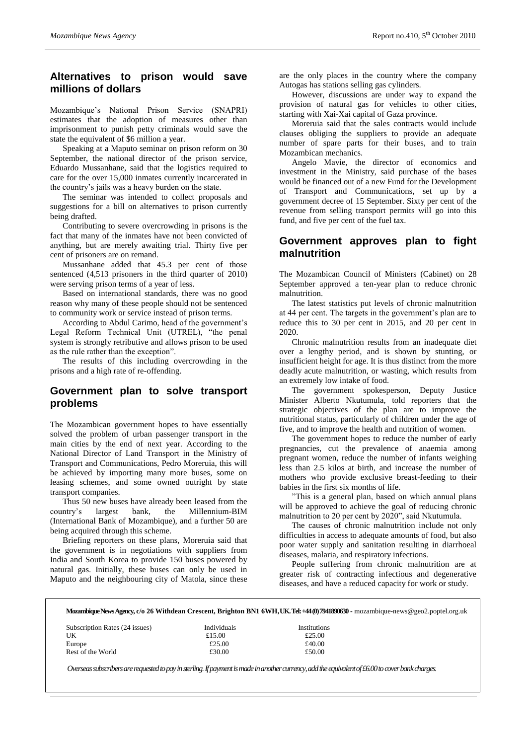## Alternatives to prison would save millions of dollars

Mozambique's National Prison Service (SNAPRI) estimates that the adoption of measures other than imprisonment to punish petty criminals would save the state the equivalent of $6 million a year.

Speaking at a Maputo seminar on prison reform on 30 September, the national director of the prison service, Eduardo Mussanhane, said that the logistics required to care for the over 15,000 inmates currently incarcerated in the country's jails was a heavy burden on the state.

The seminar was intended to collect proposals and suggestions for a bill on alternatives to prison currently being drafted.

Contributing to severe overcrowding in prisons is the fact that many of the inmates have not been convicted of anything, but are merely awaiting trial. Thirty five per cent of prisoners are on remand.

Mussanhane added that 45.3 per cent of those sentenced (4,513 prisoners in the third quarter of 2010) were serving prison terms of a year of less.

Based on international standards, there was no good reason why many of these people should not be sentenced to community work or service instead of prison terms.

According to Abdul Carimo, head of the government's Legal Reform Technical Unit (UTREL), "the penal system is strongly retributive and allows prison to be used as the rule rather than the exception".

The results of this including overcrowding in the prisons and a high rate of re-offending.

## Government plan to solve transport problems

The Mozambican government hopes to have essentially solved the problem of urban passenger transport in the main cities by the end of next year. According to the National Director of Land Transport in the Ministry of Transport and Communications, Pedro Moreruia, this will be achieved by importing many more buses, some on leasing schemes, and some owned outright by state transport companies.

Thus 50 new buses have already been leased from the country's largest bank, the Millennium-BIM (International Bank of Mozambique), and a further 50 are being acquired through this scheme.

Briefing reporters on these plans, Moreruia said that the government is in negotiations with suppliers from India and South Korea to provide 150 buses powered by natural gas. Initially, these buses can only be used in Maputo and the neighbouring city of Matola, since these are the only places in the country where the company Autogas has stations selling gas cylinders.

However, discussions are under way to expand the provision of natural gas for vehicles to other cities, starting with Xai-Xai capital of Gaza province.

Moreruia said that the sales contracts would include clauses obliging the suppliers to provide an adequate number of spare parts for their buses, and to train Mozambican mechanics.

Angelo Mavie, the director of economics and investment in the Ministry, said purchase of the bases would be financed out of a new Fund for the Development of Transport and Communications, set up by a government decree of 15 September. Sixty per cent of the revenue from selling transport permits will go into this fund, and five per cent of the fuel tax.

## Government approves plan to fight malnutrition

The Mozambican Council of Ministers (Cabinet) on 28 September approved a ten-year plan to reduce chronic malnutrition.

The latest statistics put levels of chronic malnutrition at 44 per cent. The targets in the government's plan are to reduce this to 30 per cent in 2015, and 20 per cent in 2020.

Chronic malnutrition results from an inadequate diet over a lengthy period, and is shown by stunting, or insufficient height for age. It is thus distinct from the more deadly acute malnutrition, or wasting, which results from an extremely low intake of food.

The government spokesperson, Deputy Justice Minister Alberto Nkutumula, told reporters that the strategic objectives of the plan are to improve the nutritional status, particularly of children under the age of five, and to improve the health and nutrition of women.

The government hopes to reduce the number of early pregnancies, cut the prevalence of anaemia among pregnant women, reduce the number of infants weighing less than 2.5 kilos at birth, and increase the number of mothers who provide exclusive breast-feeding to their babies in the first six months of life.

"This is a general plan, based on which annual plans will be approved to achieve the goal of reducing chronic malnutrition to 20 per cent by 2020", said Nkutumula.

The causes of chronic malnutrition include not only difficulties in access to adequate amounts of food, but also poor water supply and sanitation resulting in diarrhoeal diseases, malaria, and respiratory infections.

People suffering from chronic malnutrition are at greater risk of contracting infectious and degenerative diseases, and have a reduced capacity for work or study.

---

**Mozambique News Agency, c/o 26 Withdean Crescent, Brighton BN1 6WH, UK. Tel: +44 (0) 7941890630 -** mozambique-news@geo2.poptel.org.uk

| Subscription Rates (24 issues) | Individuals | Institutions |
|---|---|---|
| UK | £15.00 | £25.00 |
| Europe | £25.00 | £40.00 |
| Rest of the World | £30.00 | £50.00 |

*Overseas subscribers are requested to pay in sterling. If payment is made in another currency, add the equivalent of £6.00 to cover bank charges.*